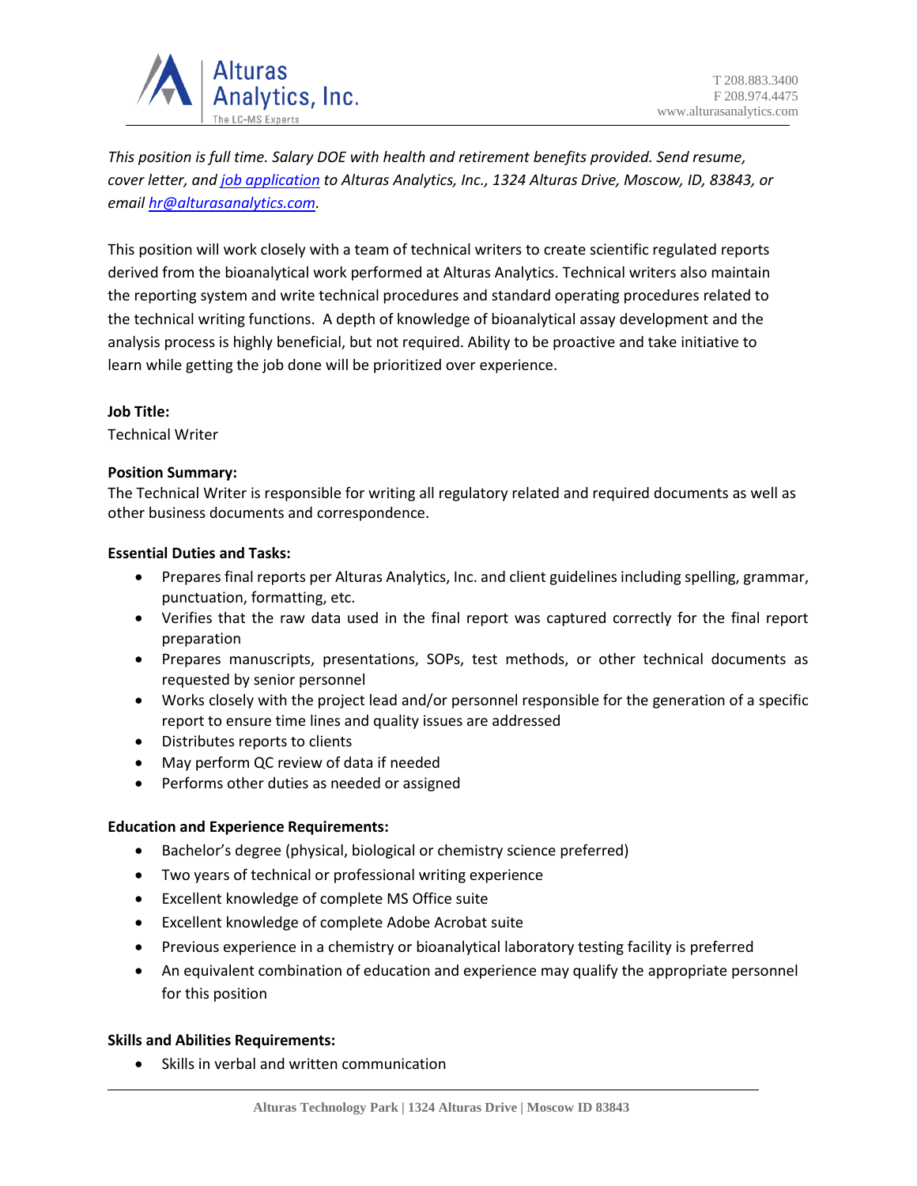*This position is full time. Salary DOE with health and retirement benefits provided. Send resume, cover letter, and [job application] to Alturas Analytics, Inc., 1324 Alturas Drive, Moscow, ID, 83843, or email [hr@alturasanalytics.com].*

This position will work closely with a team of technical writers to create scientific regulated reports derived from the bioanalytical work performed at Alturas Analytics. Technical writers also maintain the reporting system and write technical procedures and standard operating procedures related to the technical writing functions. A depth of knowledge of bioanalytical assay development and the analysis process is highly beneficial, but not required. Ability to be proactive and take initiative to learn while getting the job done will be prioritized over experience.

**Job Title:**

Technical Writer

**Position Summary:**

The Technical Writer is responsible for writing all regulatory related and required documents as well as other business documents and correspondence.

**Essential Duties and Tasks:**

- Prepares final reports per Alturas Analytics, Inc. and client guidelines including spelling, grammar, punctuation, formatting, etc.
- Verifies that the raw data used in the final report was captured correctly for the final report preparation
- Prepares manuscripts, presentations, SOPs, test methods, or other technical documents as requested by senior personnel
- Works closely with the project lead and/or personnel responsible for the generation of a specific report to ensure time lines and quality issues are addressed
- Distributes reports to clients
- May perform QC review of data if needed
- Performs other duties as needed or assigned

**Education and Experience Requirements:**

- Bachelor's degree (physical, biological or chemistry science preferred)
- Two years of technical or professional writing experience
- Excellent knowledge of complete MS Office suite
- Excellent knowledge of complete Adobe Acrobat suite
- Previous experience in a chemistry or bioanalytical laboratory testing facility is preferred
- An equivalent combination of education and experience may qualify the appropriate personnel for this position

**Skills and Abilities Requirements:**

- Skills in verbal and written communication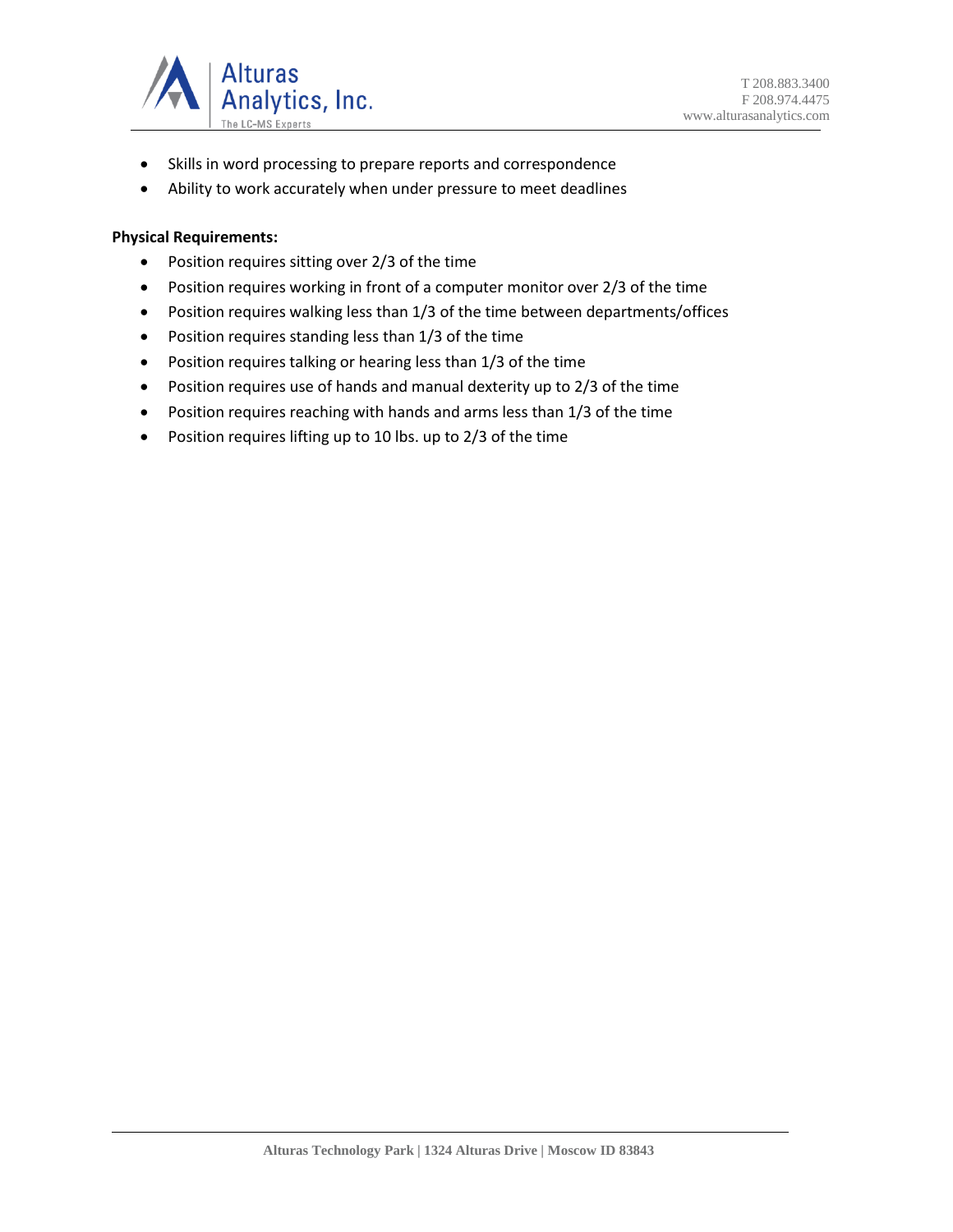- Skills in word processing to prepare reports and correspondence
- Ability to work accurately when under pressure to meet deadlines

**Physical Requirements:**

- Position requires sitting over 2/3 of the time
- Position requires working in front of a computer monitor over 2/3 of the time
- Position requires walking less than 1/3 of the time between departments/offices
- Position requires standing less than 1/3 of the time
- Position requires talking or hearing less than 1/3 of the time
- Position requires use of hands and manual dexterity up to 2/3 of the time
- Position requires reaching with hands and arms less than 1/3 of the time
- Position requires lifting up to 10 lbs. up to 2/3 of the time